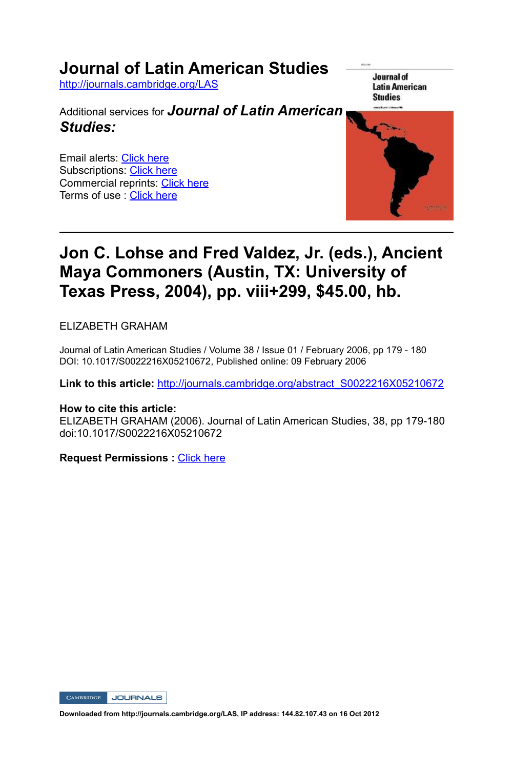# Journal of Latin American Studies

http://journals.cambridge.org/LAS

Additional services for ***Journal of Latin American Studies:***

Email alerts: Click here
Subscriptions: Click here
Commercial reprints: Click here
Terms of use : Click here

---

## Jon C. Lohse and Fred Valdez, Jr. (eds.), Ancient Maya Commoners (Austin, TX: University of Texas Press, 2004), pp. viii+299, $45.00, hb.

ELIZABETH GRAHAM

Journal of Latin American Studies / Volume 38 / Issue 01 / February 2006, pp 179 - 180
DOI: 10.1017/S0022216X05210672, Published online: 09 February 2006

**Link to this article:** http://journals.cambridge.org/abstract_S0022216X05210672

**How to cite this article:**
ELIZABETH GRAHAM (2006). Journal of Latin American Studies, 38, pp 179-180 doi:10.1017/S0022216X05210672

**Request Permissions :** Click here

Downloaded from http://journals.cambridge.org/LAS, IP address: 144.82.107.43 on 16 Oct 2012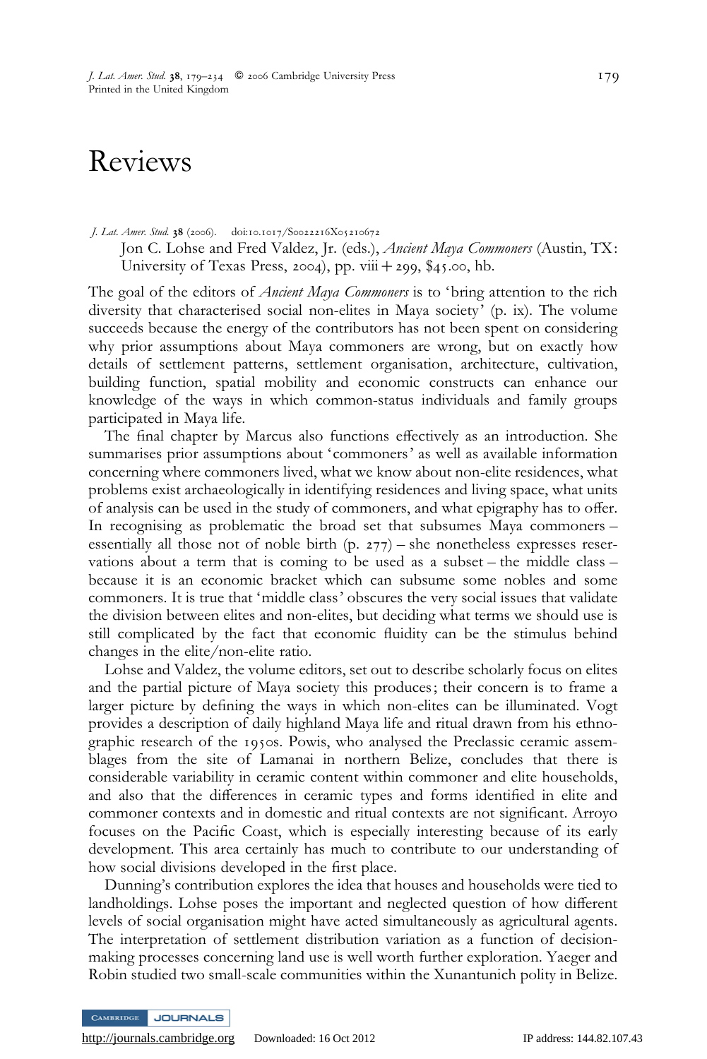# Reviews

*J. Lat. Amer. Stud.* **38** (2006). doi:10.1017/S0022216X05210672

Jon C. Lohse and Fred Valdez, Jr. (eds.), *Ancient Maya Commoners* (Austin, TX: University of Texas Press, 2004), pp. viii + 299, $45.00, hb.

The goal of the editors of *Ancient Maya Commoners* is to 'bring attention to the rich diversity that characterised social non-elites in Maya society' (p. ix). The volume succeeds because the energy of the contributors has not been spent on considering why prior assumptions about Maya commoners are wrong, but on exactly how details of settlement patterns, settlement organisation, architecture, cultivation, building function, spatial mobility and economic constructs can enhance our knowledge of the ways in which common-status individuals and family groups participated in Maya life.

The final chapter by Marcus also functions effectively as an introduction. She summarises prior assumptions about 'commoners' as well as available information concerning where commoners lived, what we know about non-elite residences, what problems exist archaeologically in identifying residences and living space, what units of analysis can be used in the study of commoners, and what epigraphy has to offer. In recognising as problematic the broad set that subsumes Maya commoners – essentially all those not of noble birth (p. 277) – she nonetheless expresses reservations about a term that is coming to be used as a subset – the middle class – because it is an economic bracket which can subsume some nobles and some commoners. It is true that 'middle class' obscures the very social issues that validate the division between elites and non-elites, but deciding what terms we should use is still complicated by the fact that economic fluidity can be the stimulus behind changes in the elite/non-elite ratio.

Lohse and Valdez, the volume editors, set out to describe scholarly focus on elites and the partial picture of Maya society this produces; their concern is to frame a larger picture by defining the ways in which non-elites can be illuminated. Vogt provides a description of daily highland Maya life and ritual drawn from his ethnographic research of the 1950s. Powis, who analysed the Preclassic ceramic assemblages from the site of Lamanai in northern Belize, concludes that there is considerable variability in ceramic content within commoner and elite households, and also that the differences in ceramic types and forms identified in elite and commoner contexts and in domestic and ritual contexts are not significant. Arroyo focuses on the Pacific Coast, which is especially interesting because of its early development. This area certainly has much to contribute to our understanding of how social divisions developed in the first place.

Dunning's contribution explores the idea that houses and households were tied to landholdings. Lohse poses the important and neglected question of how different levels of social organisation might have acted simultaneously as agricultural agents. The interpretation of settlement distribution variation as a function of decision-making processes concerning land use is well worth further exploration. Yaeger and Robin studied two small-scale communities within the Xunantunich polity in Belize.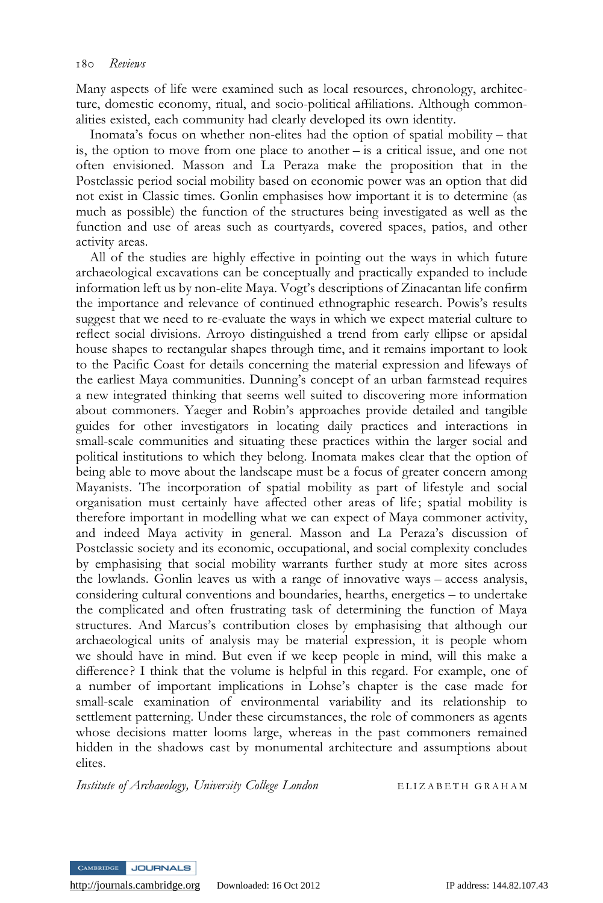Many aspects of life were examined such as local resources, chronology, architecture, domestic economy, ritual, and socio-political affiliations. Although commonalities existed, each community had clearly developed its own identity.

Inomata's focus on whether non-elites had the option of spatial mobility – that is, the option to move from one place to another – is a critical issue, and one not often envisioned. Masson and La Peraza make the proposition that in the Postclassic period social mobility based on economic power was an option that did not exist in Classic times. Gonlin emphasises how important it is to determine (as much as possible) the function of the structures being investigated as well as the function and use of areas such as courtyards, covered spaces, patios, and other activity areas.

All of the studies are highly effective in pointing out the ways in which future archaeological excavations can be conceptually and practically expanded to include information left us by non-elite Maya. Vogt's descriptions of Zinacantan life confirm the importance and relevance of continued ethnographic research. Powis's results suggest that we need to re-evaluate the ways in which we expect material culture to reflect social divisions. Arroyo distinguished a trend from early ellipse or apsidal house shapes to rectangular shapes through time, and it remains important to look to the Pacific Coast for details concerning the material expression and lifeways of the earliest Maya communities. Dunning's concept of an urban farmstead requires a new integrated thinking that seems well suited to discovering more information about commoners. Yaeger and Robin's approaches provide detailed and tangible guides for other investigators in locating daily practices and interactions in small-scale communities and situating these practices within the larger social and political institutions to which they belong. Inomata makes clear that the option of being able to move about the landscape must be a focus of greater concern among Mayanists. The incorporation of spatial mobility as part of lifestyle and social organisation must certainly have affected other areas of life; spatial mobility is therefore important in modelling what we can expect of Maya commoner activity, and indeed Maya activity in general. Masson and La Peraza's discussion of Postclassic society and its economic, occupational, and social complexity concludes by emphasising that social mobility warrants further study at more sites across the lowlands. Gonlin leaves us with a range of innovative ways – access analysis, considering cultural conventions and boundaries, hearths, energetics – to undertake the complicated and often frustrating task of determining the function of Maya structures. And Marcus's contribution closes by emphasising that although our archaeological units of analysis may be material expression, it is people whom we should have in mind. But even if we keep people in mind, will this make a difference? I think that the volume is helpful in this regard. For example, one of a number of important implications in Lohse's chapter is the case made for small-scale examination of environmental variability and its relationship to settlement patterning. Under these circumstances, the role of commoners as agents whose decisions matter looms large, whereas in the past commoners remained hidden in the shadows cast by monumental architecture and assumptions about elites.

*Institute of Archaeology, University College London* ELIZABETH GRAHAM